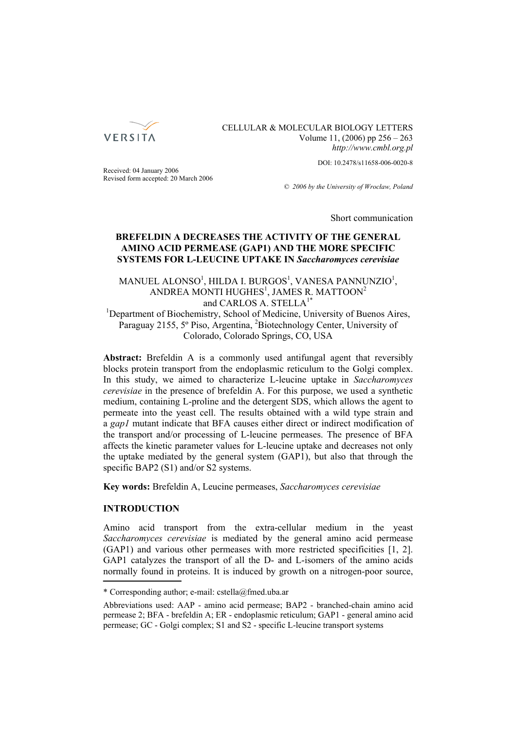Received: 04 January 2006
Revised form accepted: 20 March 2006

DOI: 10.2478/s11658-006-0020-8

© 2006 by the University of Wroclaw, Poland

Short communication

# BREFELDIN A DECREASES THE ACTIVITY OF THE GENERAL AMINO ACID PERMEASE (GAP1) AND THE MORE SPECIFIC SYSTEMS FOR L-LEUCINE UPTAKE IN *Saccharomyces cerevisiae*

MANUEL ALONSO[1], HILDA I. BURGOS[1], VANESA PANNUNZIO[1], ANDREA MONTI HUGHES[1], JAMES R. MATTOON[2] and CARLOS A. STELLA[1]*

[1]Department of Biochemistry, School of Medicine, University of Buenos Aires, Paraguay 2155, 5º Piso, Argentina, [2]Biotechnology Center, University of Colorado, Colorado Springs, CO, USA

**Abstract:** Brefeldin A is a commonly used antifungal agent that reversibly blocks protein transport from the endoplasmic reticulum to the Golgi complex. In this study, we aimed to characterize L-leucine uptake in *Saccharomyces cerevisiae* in the presence of brefeldin A. For this purpose, we used a synthetic medium, containing L-proline and the detergent SDS, which allows the agent to permeate into the yeast cell. The results obtained with a wild type strain and a *gap1* mutant indicate that BFA causes either direct or indirect modification of the transport and/or processing of L-leucine permeases. The presence of BFA affects the kinetic parameter values for L-leucine uptake and decreases not only the uptake mediated by the general system (GAP1), but also that through the specific BAP2 (S1) and/or S2 systems.

**Key words:** Brefeldin A, Leucine permeases, *Saccharomyces cerevisiae*

## INTRODUCTION

Amino acid transport from the extra-cellular medium in the yeast *Saccharomyces cerevisiae* is mediated by the general amino acid permease (GAP1) and various other permeases with more restricted specificities [1, 2]. GAP1 catalyzes the transport of all the D- and L-isomers of the amino acids normally found in proteins. It is induced by growth on a nitrogen-poor source,

---

\* Corresponding author; e-mail: cstella@fmed.uba.ar

Abbreviations used: AAP - amino acid permease; BAP2 - branched-chain amino acid permease 2; BFA - brefeldin A; ER - endoplasmic reticulum; GAP1 - general amino acid permease; GC - Golgi complex; S1 and S2 - specific L-leucine transport systems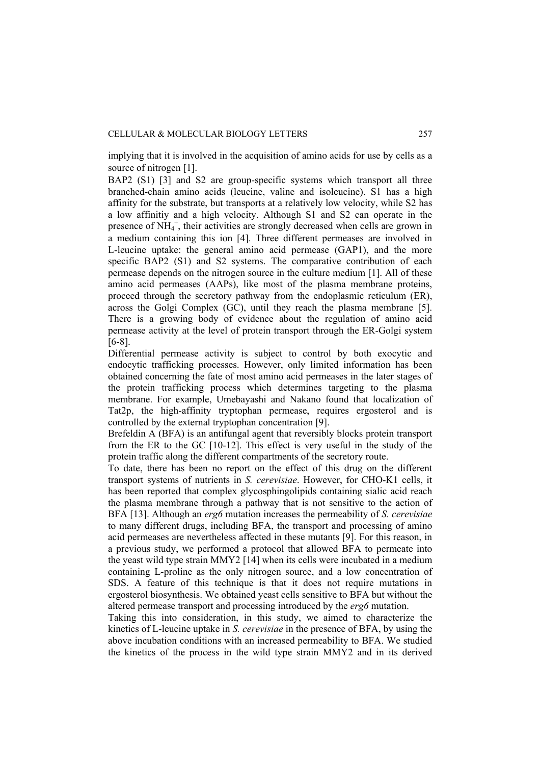implying that it is involved in the acquisition of amino acids for use by cells as a source of nitrogen [1].

BAP2 (S1) [3] and S2 are group-specific systems which transport all three branched-chain amino acids (leucine, valine and isoleucine). S1 has a high affinity for the substrate, but transports at a relatively low velocity, while S2 has a low affinitiy and a high velocity. Although S1 and S2 can operate in the presence of $NH_4^+$, their activities are strongly decreased when cells are grown in a medium containing this ion [4]. Three different permeases are involved in L-leucine uptake: the general amino acid permease (GAP1), and the more specific BAP2 (S1) and S2 systems. The comparative contribution of each permease depends on the nitrogen source in the culture medium [1]. All of these amino acid permeases (AAPs), like most of the plasma membrane proteins, proceed through the secretory pathway from the endoplasmic reticulum (ER), across the Golgi Complex (GC), until they reach the plasma membrane [5]. There is a growing body of evidence about the regulation of amino acid permease activity at the level of protein transport through the ER-Golgi system [6-8].

Differential permease activity is subject to control by both exocytic and endocytic trafficking processes. However, only limited information has been obtained concerning the fate of most amino acid permeases in the later stages of the protein trafficking process which determines targeting to the plasma membrane. For example, Umebayashi and Nakano found that localization of Tat2p, the high-affinity tryptophan permease, requires ergosterol and is controlled by the external tryptophan concentration [9].

Brefeldin A (BFA) is an antifungal agent that reversibly blocks protein transport from the ER to the GC [10-12]. This effect is very useful in the study of the protein traffic along the different compartments of the secretory route.

To date, there has been no report on the effect of this drug on the different transport systems of nutrients in *S. cerevisiae*. However, for CHO-K1 cells, it has been reported that complex glycosphingolipids containing sialic acid reach the plasma membrane through a pathway that is not sensitive to the action of BFA [13]. Although an *erg6* mutation increases the permeability of *S. cerevisiae* to many different drugs, including BFA, the transport and processing of amino acid permeases are nevertheless affected in these mutants [9]. For this reason, in a previous study, we performed a protocol that allowed BFA to permeate into the yeast wild type strain MMY2 [14] when its cells were incubated in a medium containing L-proline as the only nitrogen source, and a low concentration of SDS. A feature of this technique is that it does not require mutations in ergosterol biosynthesis. We obtained yeast cells sensitive to BFA but without the altered permease transport and processing introduced by the *erg6* mutation.

Taking this into consideration, in this study, we aimed to characterize the kinetics of L-leucine uptake in *S. cerevisiae* in the presence of BFA, by using the above incubation conditions with an increased permeability to BFA. We studied the kinetics of the process in the wild type strain MMY2 and in its derived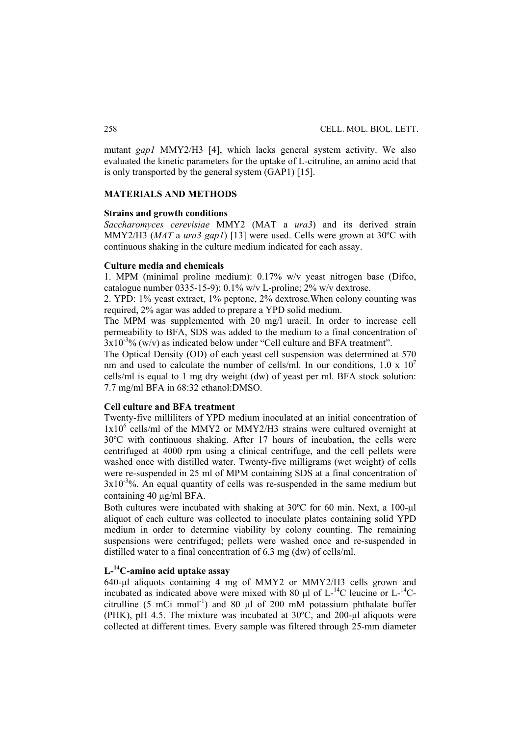mutant *gap1* MMY2/H3 [4], which lacks general system activity. We also evaluated the kinetic parameters for the uptake of L-citruline, an amino acid that is only transported by the general system (GAP1) [15].

## MATERIALS AND METHODS

### Strains and growth conditions

*Saccharomyces cerevisiae* MMY2 (MAT a *ura3*) and its derived strain MMY2/H3 (*MAT* a *ura3 gap1*) [13] were used. Cells were grown at 30ºC with continuous shaking in the culture medium indicated for each assay.

### Culture media and chemicals

1. MPM (minimal proline medium): 0.17% w/v yeast nitrogen base (Difco, catalogue number 0335-15-9); 0.1% w/v L-proline; 2% w/v dextrose.
2. YPD: 1% yeast extract, 1% peptone, 2% dextrose.When colony counting was required, 2% agar was added to prepare a YPD solid medium.

The MPM was supplemented with 20 mg/l uracil. In order to increase cell permeability to BFA, SDS was added to the medium to a final concentration of $3 \times 10^{-3}$% (w/v) as indicated below under "Cell culture and BFA treatment".

The Optical Density (OD) of each yeast cell suspension was determined at 570 nm and used to calculate the number of cells/ml. In our conditions, $1.0 \times 10^{7}$ cells/ml is equal to 1 mg dry weight (dw) of yeast per ml. BFA stock solution: 7.7 mg/ml BFA in 68:32 ethanol:DMSO.

### Cell culture and BFA treatment

Twenty-five milliliters of YPD medium inoculated at an initial concentration of $1 \times 10^{6}$ cells/ml of the MMY2 or MMY2/H3 strains were cultured overnight at 30ºC with continuous shaking. After 17 hours of incubation, the cells were centrifuged at 4000 rpm using a clinical centrifuge, and the cell pellets were washed once with distilled water. Twenty-five milligrams (wet weight) of cells were re-suspended in 25 ml of MPM containing SDS at a final concentration of $3 \times 10^{-3}$%. An equal quantity of cells was re-suspended in the same medium but containing 40 μg/ml BFA.

Both cultures were incubated with shaking at 30ºC for 60 min. Next, a 100-μl aliquot of each culture was collected to inoculate plates containing solid YPD medium in order to determine viability by colony counting. The remaining suspensions were centrifuged; pellets were washed once and re-suspended in distilled water to a final concentration of 6.3 mg (dw) of cells/ml.

### L-$^{14}$C-amino acid uptake assay

640-μl aliquots containing 4 mg of MMY2 or MMY2/H3 cells grown and incubated as indicated above were mixed with 80 μl of L-$^{14}$C leucine or L-$^{14}$C-citrulline (5 mCi mmol$^{-1}$) and 80 μl of 200 mM potassium phthalate buffer (PHK), pH 4.5. The mixture was incubated at 30ºC, and 200-μl aliquots were collected at different times. Every sample was filtered through 25-mm diameter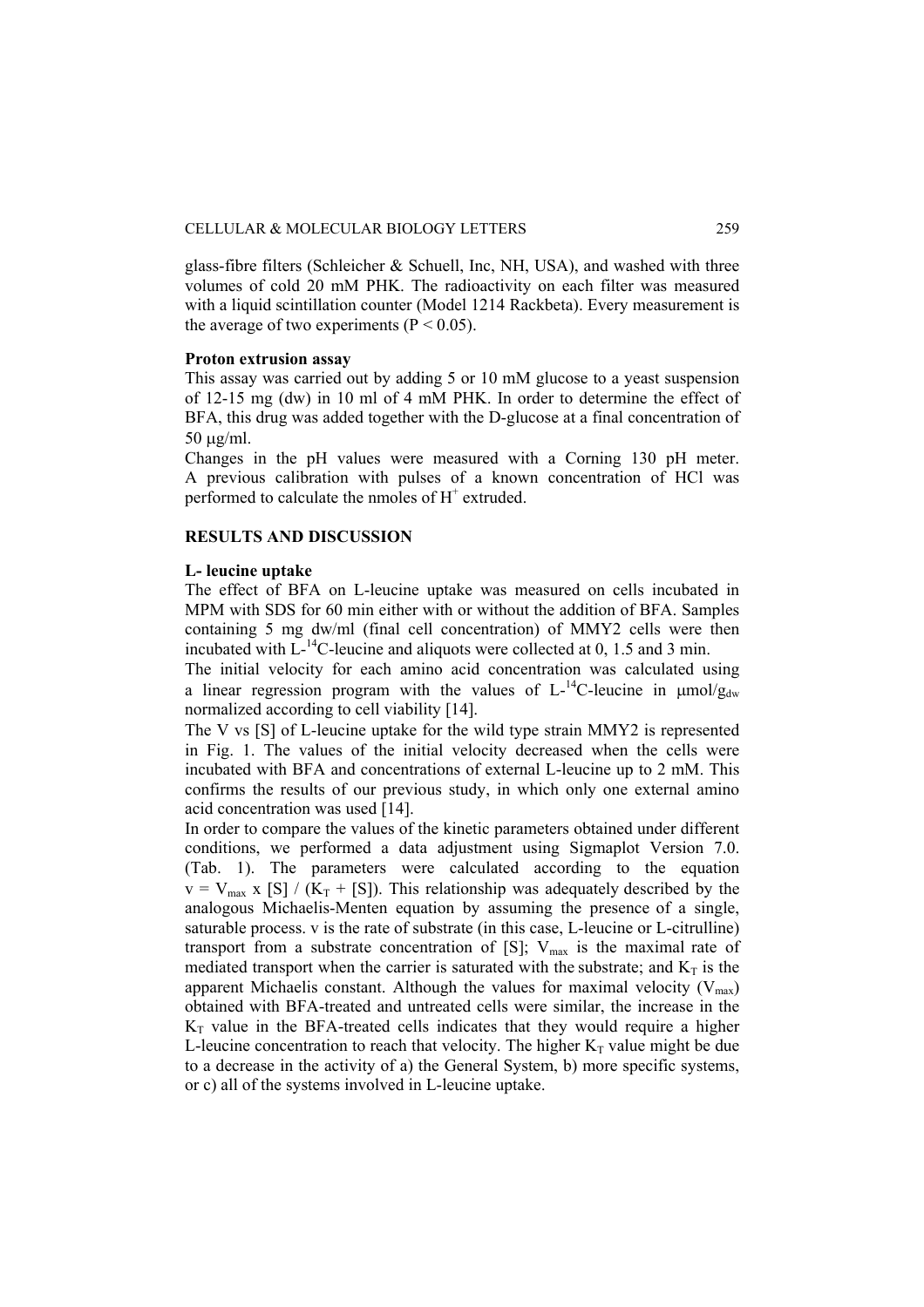glass-fibre filters (Schleicher & Schuell, Inc, NH, USA), and washed with three volumes of cold 20 mM PHK. The radioactivity on each filter was measured with a liquid scintillation counter (Model 1214 Rackbeta). Every measurement is the average of two experiments ($P < 0.05$).

**Proton extrusion assay**

This assay was carried out by adding 5 or 10 mM glucose to a yeast suspension of 12-15 mg (dw) in 10 ml of 4 mM PHK. In order to determine the effect of BFA, this drug was added together with the D-glucose at a final concentration of 50 μg/ml.

Changes in the pH values were measured with a Corning 130 pH meter. A previous calibration with pulses of a known concentration of HCl was performed to calculate the nmoles of $H^+$ extruded.

## RESULTS AND DISCUSSION

**L- leucine uptake**

The effect of BFA on L-leucine uptake was measured on cells incubated in MPM with SDS for 60 min either with or without the addition of BFA. Samples containing 5 mg dw/ml (final cell concentration) of MMY2 cells were then incubated with L-$^{14}$C-leucine and aliquots were collected at 0, 1.5 and 3 min.

The initial velocity for each amino acid concentration was calculated using a linear regression program with the values of L-$^{14}$C-leucine in $\mu mol/g_{dw}$ normalized according to cell viability [14].

The V vs [S] of L-leucine uptake for the wild type strain MMY2 is represented in Fig. 1. The values of the initial velocity decreased when the cells were incubated with BFA and concentrations of external L-leucine up to 2 mM. This confirms the results of our previous study, in which only one external amino acid concentration was used [14].

In order to compare the values of the kinetic parameters obtained under different conditions, we performed a data adjustment using Sigmaplot Version 7.0. (Tab. 1). The parameters were calculated according to the equation $v = V_{max} \times [S] / (K_T + [S])$. This relationship was adequately described by the analogous Michaelis-Menten equation by assuming the presence of a single, saturable process. v is the rate of substrate (in this case, L-leucine or L-citrulline) transport from a substrate concentration of [S]; $V_{max}$ is the maximal rate of mediated transport when the carrier is saturated with the substrate; and $K_T$ is the apparent Michaelis constant. Although the values for maximal velocity ($V_{max}$) obtained with BFA-treated and untreated cells were similar, the increase in the $K_T$ value in the BFA-treated cells indicates that they would require a higher L-leucine concentration to reach that velocity. The higher $K_T$ value might be due to a decrease in the activity of a) the General System, b) more specific systems, or c) all of the systems involved in L-leucine uptake.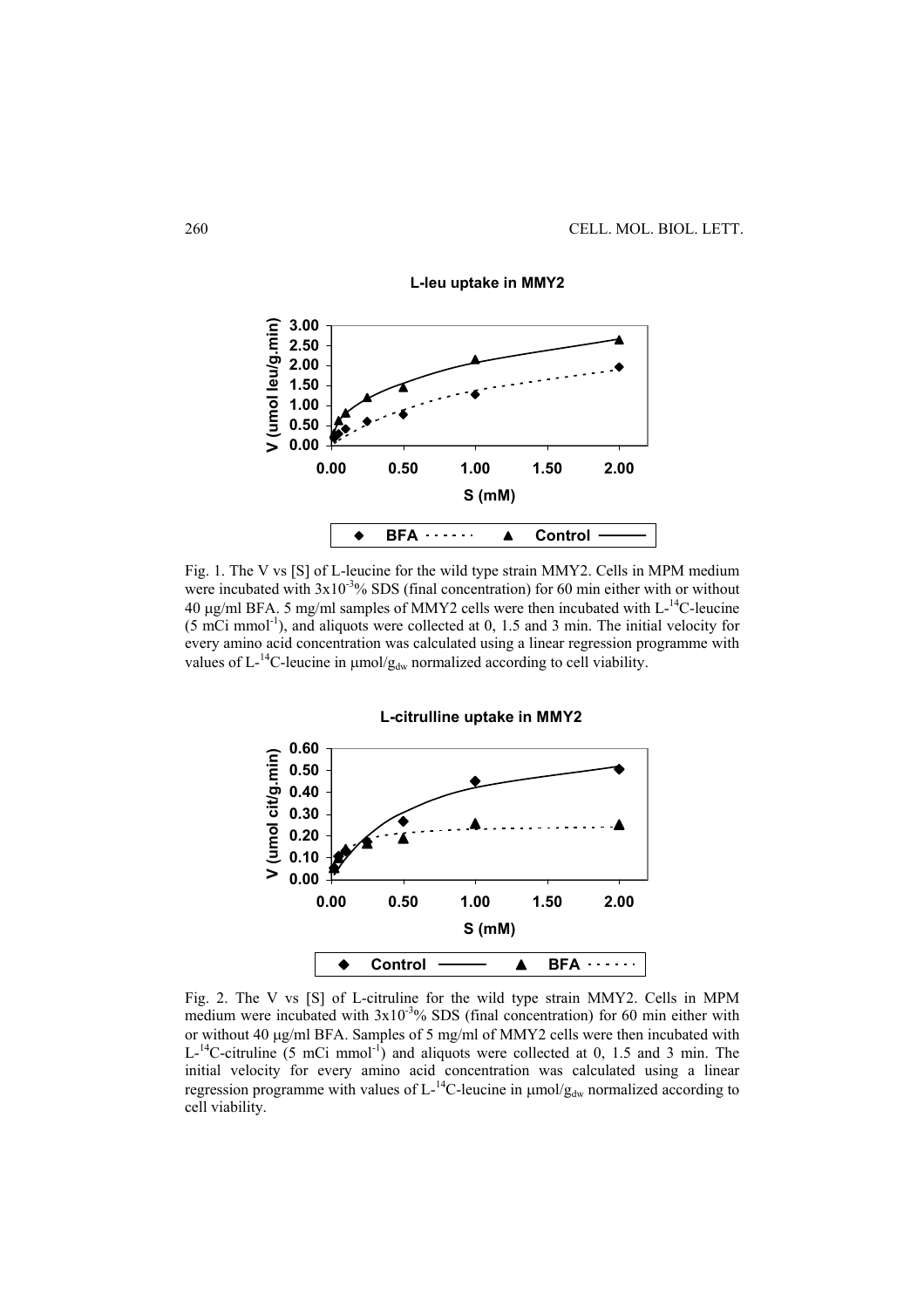Fig. 1. The V vs [S] of L-leucine for the wild type strain MMY2. Cells in MPM medium were incubated with $3x10^{-3}$% SDS (final concentration) for 60 min either with or without 40 μg/ml BFA. 5 mg/ml samples of MMY2 cells were then incubated with L-$^{14}$C-leucine (5 mCi $mmol^{-1}$), and aliquots were collected at 0, 1.5 and 3 min. The initial velocity for every amino acid concentration was calculated using a linear regression programme with values of L-$^{14}$C-leucine in μmol/$g_{dw}$ normalized according to cell viability.

Fig. 2. The V vs [S] of L-citruline for the wild type strain MMY2. Cells in MPM medium were incubated with $3x10^{-3}$% SDS (final concentration) for 60 min either with or without 40 μg/ml BFA. Samples of 5 mg/ml of MMY2 cells were then incubated with L-$^{14}$C-citruline (5 mCi $mmol^{-1}$) and aliquots were collected at 0, 1.5 and 3 min. The initial velocity for every amino acid concentration was calculated using a linear regression programme with values of L-$^{14}$C-leucine in μmol/$g_{dw}$ normalized according to cell viability.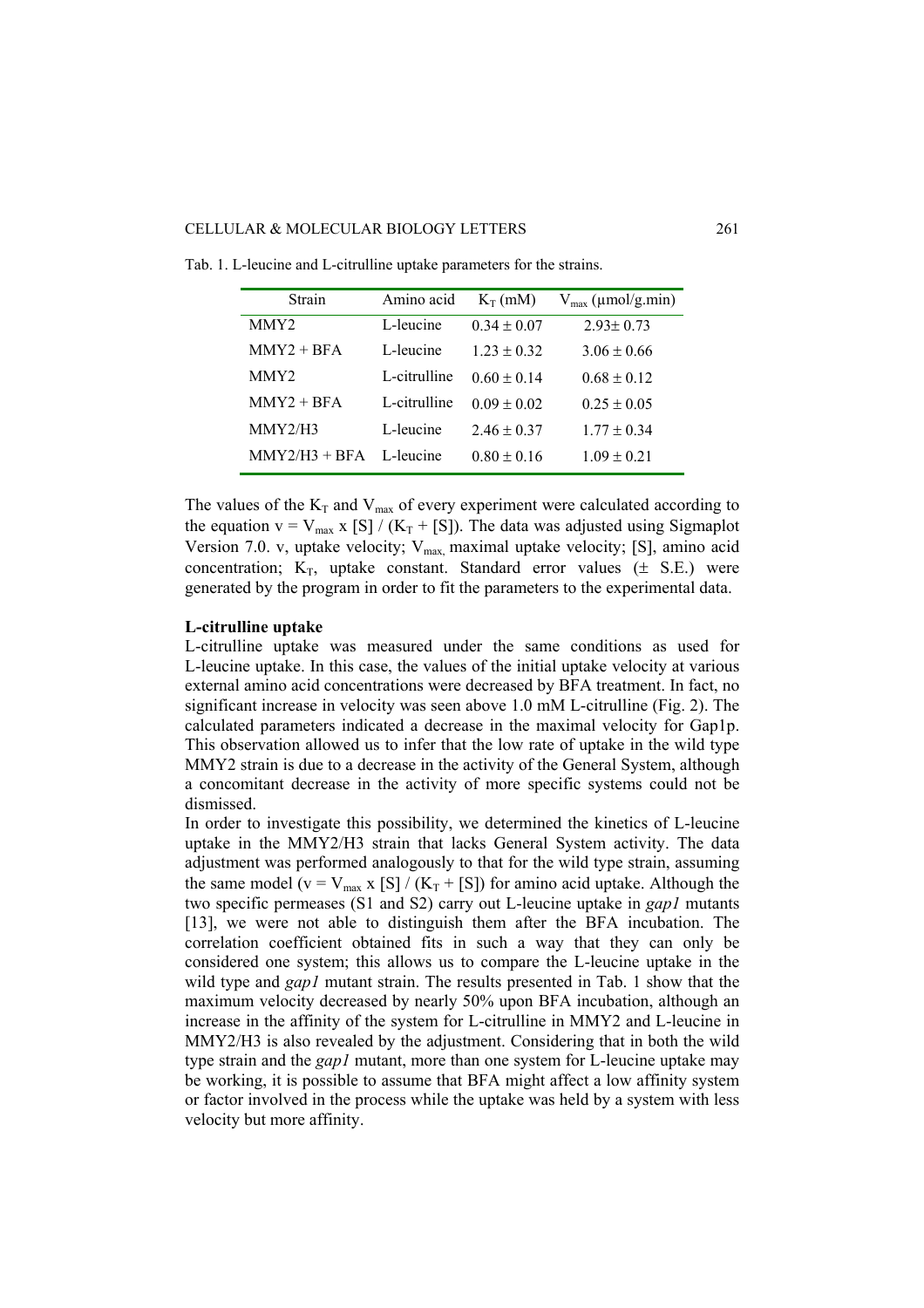Tab. 1. L-leucine and L-citrulline uptake parameters for the strains.

| Strain | Amino acid | $K_T$ (mM) | $V_{max}$ (μmol/g.min) |
|---|---|---|---|
| MMY2 | L-leucine | 0.34 ± 0.07 | 2.93± 0.73 |
| MMY2 + BFA | L-leucine | 1.23 ± 0.32 | 3.06 ± 0.66 |
| MMY2 | L-citrulline | 0.60 ± 0.14 | 0.68 ± 0.12 |
| MMY2 + BFA | L-citrulline | 0.09 ± 0.02 | 0.25 ± 0.05 |
| MMY2/H3 | L-leucine | 2.46 ± 0.37 | 1.77 ± 0.34 |
| MMY2/H3 + BFA | L-leucine | 0.80 ± 0.16 | 1.09 ± 0.21 |

The values of the $K_T$ and $V_{max}$ of every experiment were calculated according to the equation $v = V_{max} \times [S] / (K_T + [S])$. The data was adjusted using Sigmaplot Version 7.0. v, uptake velocity; $V_{max}$, maximal uptake velocity; [S], amino acid concentration; $K_T$, uptake constant. Standard error values (± S.E.) were generated by the program in order to fit the parameters to the experimental data.

**L-citrulline uptake**

L-citrulline uptake was measured under the same conditions as used for L-leucine uptake. In this case, the values of the initial uptake velocity at various external amino acid concentrations were decreased by BFA treatment. In fact, no significant increase in velocity was seen above 1.0 mM L-citrulline (Fig. 2). The calculated parameters indicated a decrease in the maximal velocity for Gap1p. This observation allowed us to infer that the low rate of uptake in the wild type MMY2 strain is due to a decrease in the activity of the General System, although a concomitant decrease in the activity of more specific systems could not be dismissed.

In order to investigate this possibility, we determined the kinetics of L-leucine uptake in the MMY2/H3 strain that lacks General System activity. The data adjustment was performed analogously to that for the wild type strain, assuming the same model ($v = V_{max} \times [S] / (K_T + [S])$) for amino acid uptake. Although the two specific permeases (S1 and S2) carry out L-leucine uptake in *gap1* mutants [13], we were not able to distinguish them after the BFA incubation. The correlation coefficient obtained fits in such a way that they can only be considered one system; this allows us to compare the L-leucine uptake in the wild type and *gap1* mutant strain. The results presented in Tab. 1 show that the maximum velocity decreased by nearly 50% upon BFA incubation, although an increase in the affinity of the system for L-citrulline in MMY2 and L-leucine in MMY2/H3 is also revealed by the adjustment. Considering that in both the wild type strain and the *gap1* mutant, more than one system for L-leucine uptake may be working, it is possible to assume that BFA might affect a low affinity system or factor involved in the process while the uptake was held by a system with less velocity but more affinity.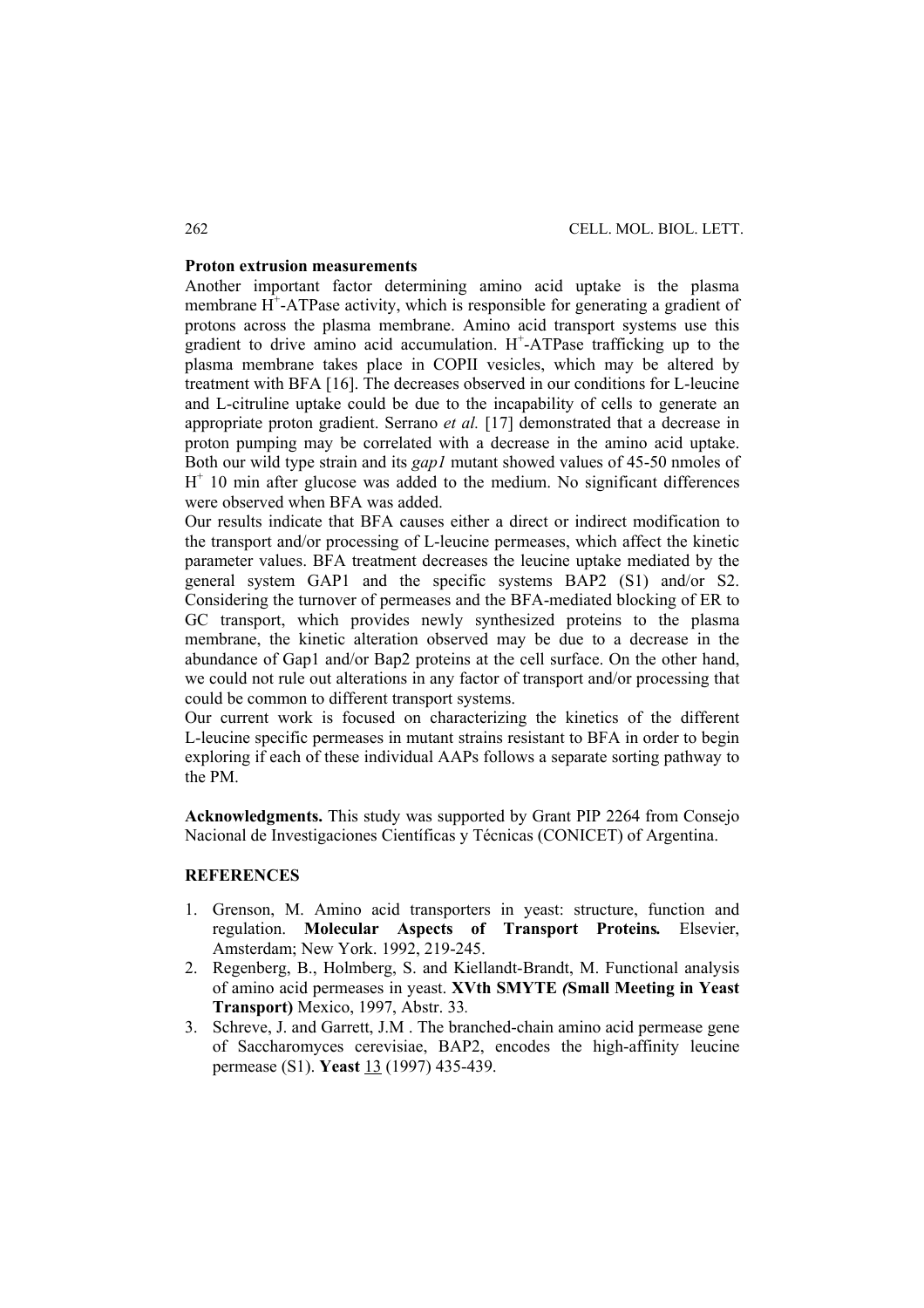**Proton extrusion measurements**

Another important factor determining amino acid uptake is the plasma membrane $H^+$-ATPase activity, which is responsible for generating a gradient of protons across the plasma membrane. Amino acid transport systems use this gradient to drive amino acid accumulation. $H^+$-ATPase trafficking up to the plasma membrane takes place in COPII vesicles, which may be altered by treatment with BFA [16]. The decreases observed in our conditions for L-leucine and L-citruline uptake could be due to the incapability of cells to generate an appropriate proton gradient. Serrano *et al.* [17] demonstrated that a decrease in proton pumping may be correlated with a decrease in the amino acid uptake. Both our wild type strain and its *gap1* mutant showed values of 45-50 nmoles of $H^+$ 10 min after glucose was added to the medium. No significant differences were observed when BFA was added.

Our results indicate that BFA causes either a direct or indirect modification to the transport and/or processing of L-leucine permeases, which affect the kinetic parameter values. BFA treatment decreases the leucine uptake mediated by the general system GAP1 and the specific systems BAP2 (S1) and/or S2. Considering the turnover of permeases and the BFA-mediated blocking of ER to GC transport, which provides newly synthesized proteins to the plasma membrane, the kinetic alteration observed may be due to a decrease in the abundance of Gap1 and/or Bap2 proteins at the cell surface. On the other hand, we could not rule out alterations in any factor of transport and/or processing that could be common to different transport systems.

Our current work is focused on characterizing the kinetics of the different L-leucine specific permeases in mutant strains resistant to BFA in order to begin exploring if each of these individual AAPs follows a separate sorting pathway to the PM.

**Acknowledgments.** This study was supported by Grant PIP 2264 from Consejo Nacional de Investigaciones Científicas y Técnicas (CONICET) of Argentina.

**REFERENCES**

1. Grenson, M. Amino acid transporters in yeast: structure, function and regulation. **Molecular Aspects of Transport Proteins.** Elsevier, Amsterdam; New York. 1992, 219-245.
2. Regenberg, B., Holmberg, S. and Kiellandt-Brandt, M. Functional analysis of amino acid permeases in yeast. **XVth SMYTE (Small Meeting in Yeast Transport)** Mexico, 1997, Abstr. 33.
3. Schreve, J. and Garrett, J.M . The branched-chain amino acid permease gene of Saccharomyces cerevisiae, BAP2, encodes the high-affinity leucine permease (S1). **Yeast** 13 (1997) 435-439.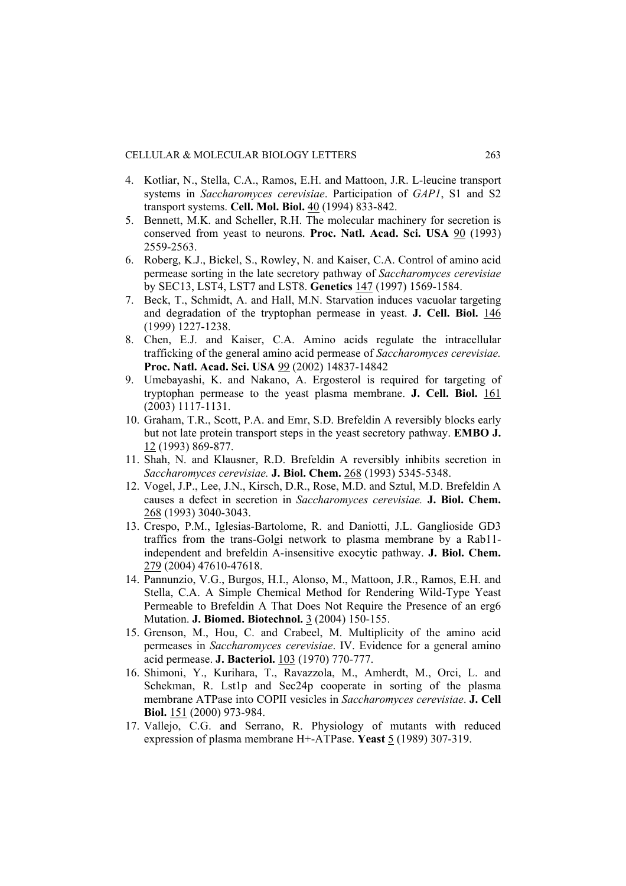4. Kotliar, N., Stella, C.A., Ramos, E.H. and Mattoon, J.R. L-leucine transport systems in *Saccharomyces cerevisiae*. Participation of *GAP1*, S1 and S2 transport systems. **Cell. Mol. Biol.** 40 (1994) 833-842.
5. Bennett, M.K. and Scheller, R.H. The molecular machinery for secretion is conserved from yeast to neurons. **Proc. Natl. Acad. Sci. USA** 90 (1993) 2559-2563.
6. Roberg, K.J., Bickel, S., Rowley, N. and Kaiser, C.A. Control of amino acid permease sorting in the late secretory pathway of *Saccharomyces cerevisiae* by SEC13, LST4, LST7 and LST8. **Genetics** 147 (1997) 1569-1584.
7. Beck, T., Schmidt, A. and Hall, M.N. Starvation induces vacuolar targeting and degradation of the tryptophan permease in yeast. **J. Cell. Biol.** 146 (1999) 1227-1238.
8. Chen, E.J. and Kaiser, C.A. Amino acids regulate the intracellular trafficking of the general amino acid permease of *Saccharomyces cerevisiae.* **Proc. Natl. Acad. Sci. USA** 99 (2002) 14837-14842
9. Umebayashi, K. and Nakano, A. Ergosterol is required for targeting of tryptophan permease to the yeast plasma membrane. **J. Cell. Biol.** 161 (2003) 1117-1131.
10. Graham, T.R., Scott, P.A. and Emr, S.D. Brefeldin A reversibly blocks early but not late protein transport steps in the yeast secretory pathway. **EMBO J.** 12 (1993) 869-877.
11. Shah, N. and Klausner, R.D. Brefeldin A reversibly inhibits secretion in *Saccharomyces cerevisiae.* **J. Biol. Chem.** 268 (1993) 5345-5348.
12. Vogel, J.P., Lee, J.N., Kirsch, D.R., Rose, M.D. and Sztul, M.D. Brefeldin A causes a defect in secretion in *Saccharomyces cerevisiae.* **J. Biol. Chem.** 268 (1993) 3040-3043.
13. Crespo, P.M., Iglesias-Bartolome, R. and Daniotti, J.L. Ganglioside GD3 traffics from the trans-Golgi network to plasma membrane by a Rab11-independent and brefeldin A-insensitive exocytic pathway. **J. Biol. Chem.** 279 (2004) 47610-47618.
14. Pannunzio, V.G., Burgos, H.I., Alonso, M., Mattoon, J.R., Ramos, E.H. and Stella, C.A. A Simple Chemical Method for Rendering Wild-Type Yeast Permeable to Brefeldin A That Does Not Require the Presence of an erg6 Mutation. **J. Biomed. Biotechnol.** 3 (2004) 150-155.
15. Grenson, M., Hou, C. and Crabeel, M. Multiplicity of the amino acid permeases in *Saccharomyces cerevisiae*. IV. Evidence for a general amino acid permease. **J. Bacteriol.** 103 (1970) 770-777.
16. Shimoni, Y., Kurihara, T., Ravazzola, M., Amherdt, M., Orci, L. and Schekman, R. Lst1p and Sec24p cooperate in sorting of the plasma membrane ATPase into COPII vesicles in *Saccharomyces cerevisiae*. **J. Cell Biol.** 151 (2000) 973-984.
17. Vallejo, C.G. and Serrano, R. Physiology of mutants with reduced expression of plasma membrane H+-ATPase. **Yeast** 5 (1989) 307-319.